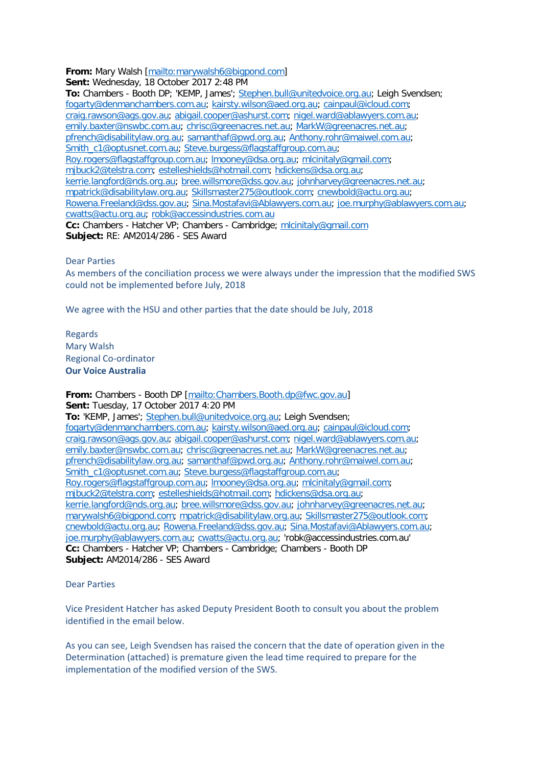**From:** Mary Walsh [mailto:marywalsh6@bigpond.com]
**Sent:** Wednesday, 18 October 2017 2:48 PM
**To:** Chambers - Booth DP; 'KEMP, James'; Stephen.bull@unitedvoice.org.au; Leigh Svendsen; fogarty@denmanchambers.com.au; kairsty.wilson@aed.org.au; cainpaul@icloud.com; craig.rawson@ags.gov.au; abigail.cooper@ashurst.com; nigel.ward@ablawyers.com.au; emily.baxter@nswbc.com.au; chrisc@greenacres.net.au; MarkW@greenacres.net.au; pfrench@disabilitylaw.org.au; samanthaf@pwd.org.au; Anthony.rohr@maiwel.com.au; Smith_c1@optusnet.com.au; Steve.burgess@flagstaffgroup.com.au; Roy.rogers@flagstaffgroup.com.au; lmooney@dsa.org.au; mlcinitaly@gmail.com; mjbuck2@telstra.com; estelleshields@hotmail.com; hdickens@dsa.org.au; kerrie.langford@nds.org.au; bree.willsmore@dss.gov.au; johnharvey@greenacres.net.au; mpatrick@disabilitylaw.org.au; Skillsmaster275@outlook.com; cnewbold@actu.org.au; Rowena.Freeland@dss.gov.au; Sina.Mostafavi@Ablawyers.com.au; joe.murphy@ablawyers.com.au; cwatts@actu.org.au; robk@accessindustries.com.au
**Cc:** Chambers - Hatcher VP; Chambers - Cambridge; mlcinitaly@gmail.com
**Subject:** RE: AM2014/286 - SES Award

Dear Parties

As members of the conciliation process we were always under the impression that the modified SWS could not be implemented before July, 2018

We agree with the HSU and other parties that the date should be July, 2018

Regards
Mary Walsh
Regional Co-ordinator
**Our Voice Australia**

**From:** Chambers - Booth DP [mailto:Chambers.Booth.dp@fwc.gov.au]
**Sent:** Tuesday, 17 October 2017 4:20 PM
**To:** 'KEMP, James'; Stephen.bull@unitedvoice.org.au; Leigh Svendsen; fogarty@denmanchambers.com.au; kairsty.wilson@aed.org.au; cainpaul@icloud.com; craig.rawson@ags.gov.au; abigail.cooper@ashurst.com; nigel.ward@ablawyers.com.au; emily.baxter@nswbc.com.au; chrisc@greenacres.net.au; MarkW@greenacres.net.au; pfrench@disabilitylaw.org.au; samanthaf@pwd.org.au; Anthony.rohr@maiwel.com.au; Smith_c1@optusnet.com.au; Steve.burgess@flagstaffgroup.com.au; Roy.rogers@flagstaffgroup.com.au; lmooney@dsa.org.au; mlcinitaly@gmail.com; mjbuck2@telstra.com; estelleshields@hotmail.com; hdickens@dsa.org.au; kerrie.langford@nds.org.au; bree.willsmore@dss.gov.au; johnharvey@greenacres.net.au; marywalsh6@bigpond.com; mpatrick@disabilitylaw.org.au; Skillsmaster275@outlook.com; cnewbold@actu.org.au; Rowena.Freeland@dss.gov.au; Sina.Mostafavi@Ablawyers.com.au; joe.murphy@ablawyers.com.au; cwatts@actu.org.au; 'robk@accessindustries.com.au'
**Cc:** Chambers - Hatcher VP; Chambers - Cambridge; Chambers - Booth DP
**Subject:** AM2014/286 - SES Award

Dear Parties

Vice President Hatcher has asked Deputy President Booth to consult you about the problem identified in the email below.

As you can see, Leigh Svendsen has raised the concern that the date of operation given in the Determination (attached) is premature given the lead time required to prepare for the implementation of the modified version of the SWS.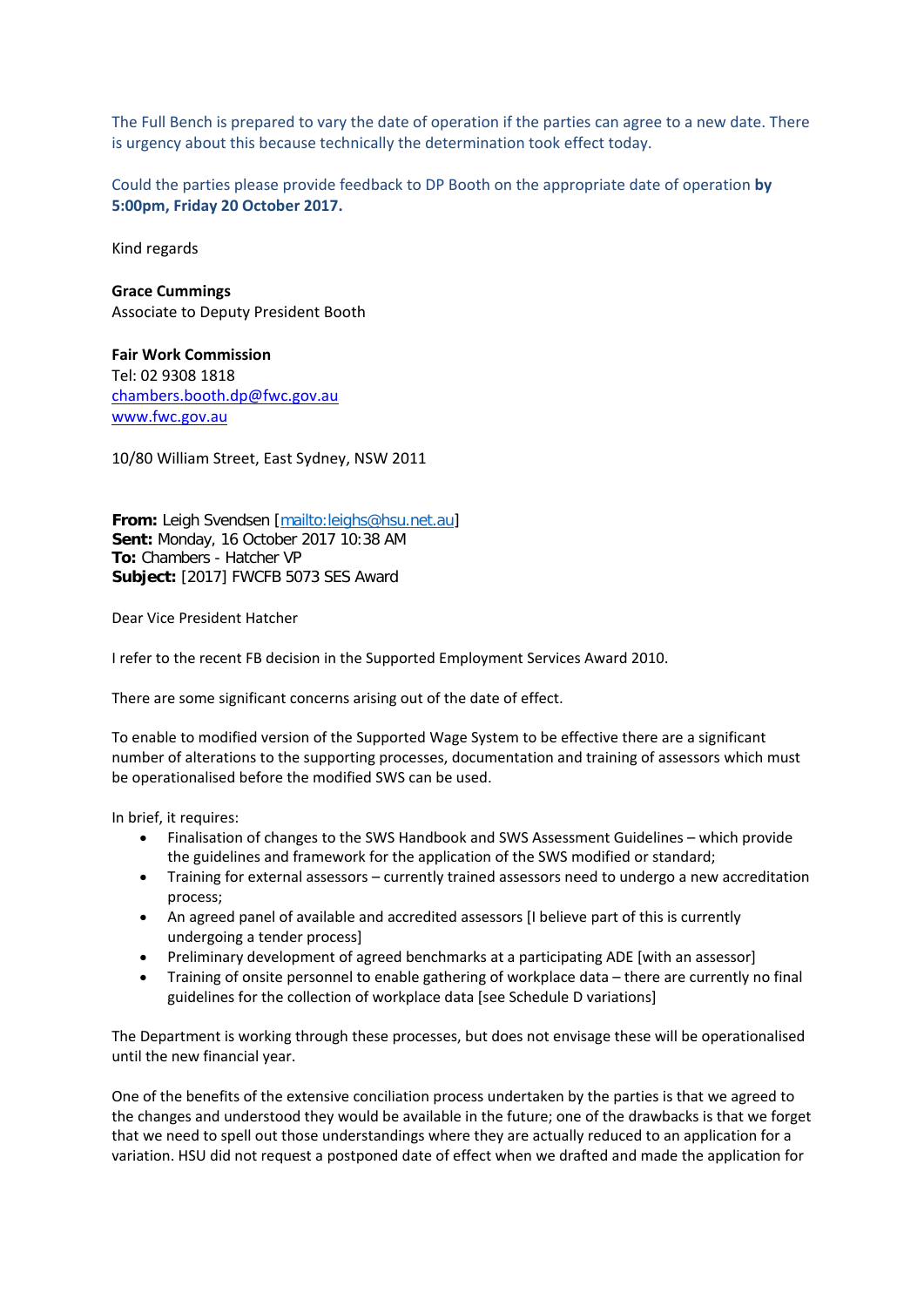The Full Bench is prepared to vary the date of operation if the parties can agree to a new date. There is urgency about this because technically the determination took effect today.

Could the parties please provide feedback to DP Booth on the appropriate date of operation **by 5:00pm, Friday 20 October 2017.**

Kind regards

**Grace Cummings**
Associate to Deputy President Booth

**Fair Work Commission**
Tel: 02 9308 1818
chambers.booth.dp@fwc.gov.au
www.fwc.gov.au

10/80 William Street, East Sydney, NSW 2011

**From:** Leigh Svendsen [mailto:leighs@hsu.net.au]
**Sent:** Monday, 16 October 2017 10:38 AM
**To:** Chambers - Hatcher VP
**Subject:** [2017] FWCFB 5073 SES Award

Dear Vice President Hatcher

I refer to the recent FB decision in the Supported Employment Services Award 2010.

There are some significant concerns arising out of the date of effect.

To enable to modified version of the Supported Wage System to be effective there are a significant number of alterations to the supporting processes, documentation and training of assessors which must be operationalised before the modified SWS can be used.

In brief, it requires:

- Finalisation of changes to the SWS Handbook and SWS Assessment Guidelines – which provide the guidelines and framework for the application of the SWS modified or standard;
- Training for external assessors – currently trained assessors need to undergo a new accreditation process;
- An agreed panel of available and accredited assessors [I believe part of this is currently undergoing a tender process]
- Preliminary development of agreed benchmarks at a participating ADE [with an assessor]
- Training of onsite personnel to enable gathering of workplace data – there are currently no final guidelines for the collection of workplace data [see Schedule D variations]

The Department is working through these processes, but does not envisage these will be operationalised until the new financial year.

One of the benefits of the extensive conciliation process undertaken by the parties is that we agreed to the changes and understood they would be available in the future; one of the drawbacks is that we forget that we need to spell out those understandings where they are actually reduced to an application for a variation. HSU did not request a postponed date of effect when we drafted and made the application for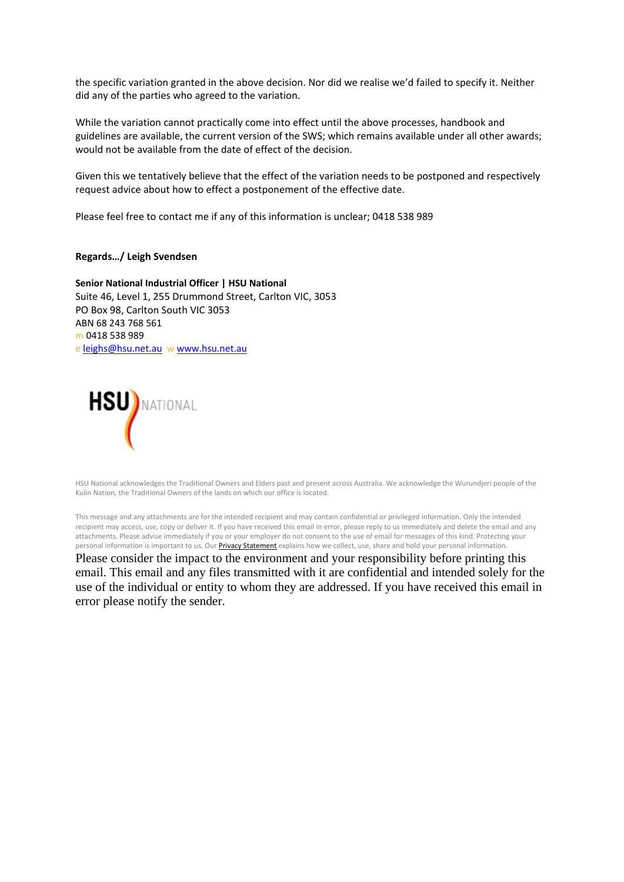the specific variation granted in the above decision. Nor did we realise we'd failed to specify it. Neither did any of the parties who agreed to the variation.

While the variation cannot practically come into effect until the above processes, handbook and guidelines are available, the current version of the SWS; which remains available under all other awards; would not be available from the date of effect of the decision.

Given this we tentatively believe that the effect of the variation needs to be postponed and respectively request advice about how to effect a postponement of the effective date.

Please feel free to contact me if any of this information is unclear; 0418 538 989

**Regards…/ Leigh Svendsen**

**Senior National Industrial Officer | HSU National**
Suite 46, Level 1, 255 Drummond Street, Carlton VIC, 3053
PO Box 98, Carlton South VIC 3053
ABN 68 243 768 561
m 0418 538 989
e leighs@hsu.net.au w www.hsu.net.au

HSU NATIONAL

HSU National acknowledges the Traditional Owners and Elders past and present across Australia. We acknowledge the Wurundjeri people of the Kulin Nation, the Traditional Owners of the lands on which our office is located.

This message and any attachments are for the intended recipient and may contain confidential or privileged information. Only the intended recipient may access, use, copy or deliver it. If you have received this email in error, please reply to us immediately and delete the email and any attachments. Please advise immediately if you or your employer do not consent to the use of email for messages of this kind. Protecting your personal information is important to us. Our Privacy Statement explains how we collect, use, share and hold your personal information.

Please consider the impact to the environment and your responsibility before printing this email. This email and any files transmitted with it are confidential and intended solely for the use of the individual or entity to whom they are addressed. If you have received this email in error please notify the sender.